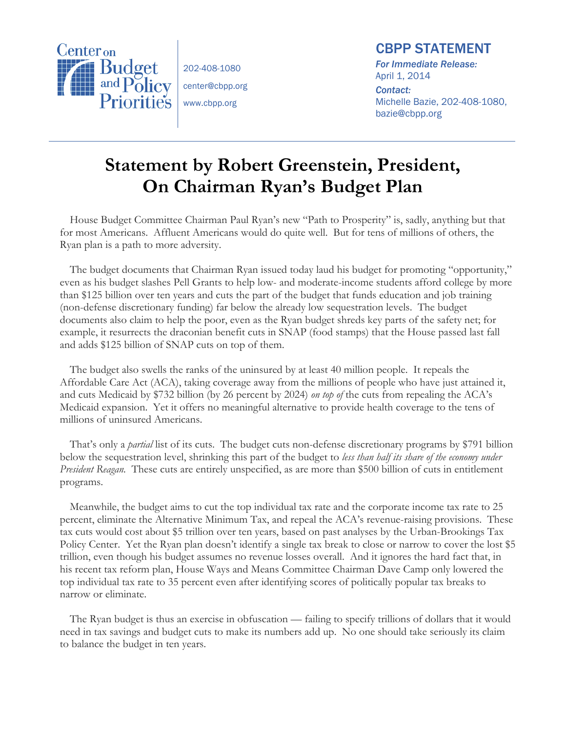Center on Budget and Policy Priorities

202-408-1080
center@cbpp.org
www.cbpp.org

**CBPP STATEMENT**

*For Immediate Release:*
April 1, 2014

*Contact:*
Michelle Bazie, 202-408-1080, bazie@cbpp.org

# Statement by Robert Greenstein, President, On Chairman Ryan's Budget Plan

House Budget Committee Chairman Paul Ryan's new "Path to Prosperity" is, sadly, anything but that for most Americans. Affluent Americans would do quite well. But for tens of millions of others, the Ryan plan is a path to more adversity.

The budget documents that Chairman Ryan issued today laud his budget for promoting "opportunity," even as his budget slashes Pell Grants to help low- and moderate-income students afford college by more than $125 billion over ten years and cuts the part of the budget that funds education and job training (non-defense discretionary funding) far below the already low sequestration levels. The budget documents also claim to help the poor, even as the Ryan budget shreds key parts of the safety net; for example, it resurrects the draconian benefit cuts in SNAP (food stamps) that the House passed last fall and adds $125 billion of SNAP cuts on top of them.

The budget also swells the ranks of the uninsured by at least 40 million people. It repeals the Affordable Care Act (ACA), taking coverage away from the millions of people who have just attained it, and cuts Medicaid by $732 billion (by 26 percent by 2024) *on top of* the cuts from repealing the ACA's Medicaid expansion. Yet it offers no meaningful alternative to provide health coverage to the tens of millions of uninsured Americans.

That's only a *partial* list of its cuts. The budget cuts non-defense discretionary programs by $791 billion below the sequestration level, shrinking this part of the budget to *less than half its share of the economy under President Reagan.* These cuts are entirely unspecified, as are more than $500 billion of cuts in entitlement programs.

Meanwhile, the budget aims to cut the top individual tax rate and the corporate income tax rate to 25 percent, eliminate the Alternative Minimum Tax, and repeal the ACA's revenue-raising provisions. These tax cuts would cost about $5 trillion over ten years, based on past analyses by the Urban-Brookings Tax Policy Center. Yet the Ryan plan doesn't identify a single tax break to close or narrow to cover the lost $5 trillion, even though his budget assumes no revenue losses overall. And it ignores the hard fact that, in his recent tax reform plan, House Ways and Means Committee Chairman Dave Camp only lowered the top individual tax rate to 35 percent even after identifying scores of politically popular tax breaks to narrow or eliminate.

The Ryan budget is thus an exercise in obfuscation — failing to specify trillions of dollars that it would need in tax savings and budget cuts to make its numbers add up. No one should take seriously its claim to balance the budget in ten years.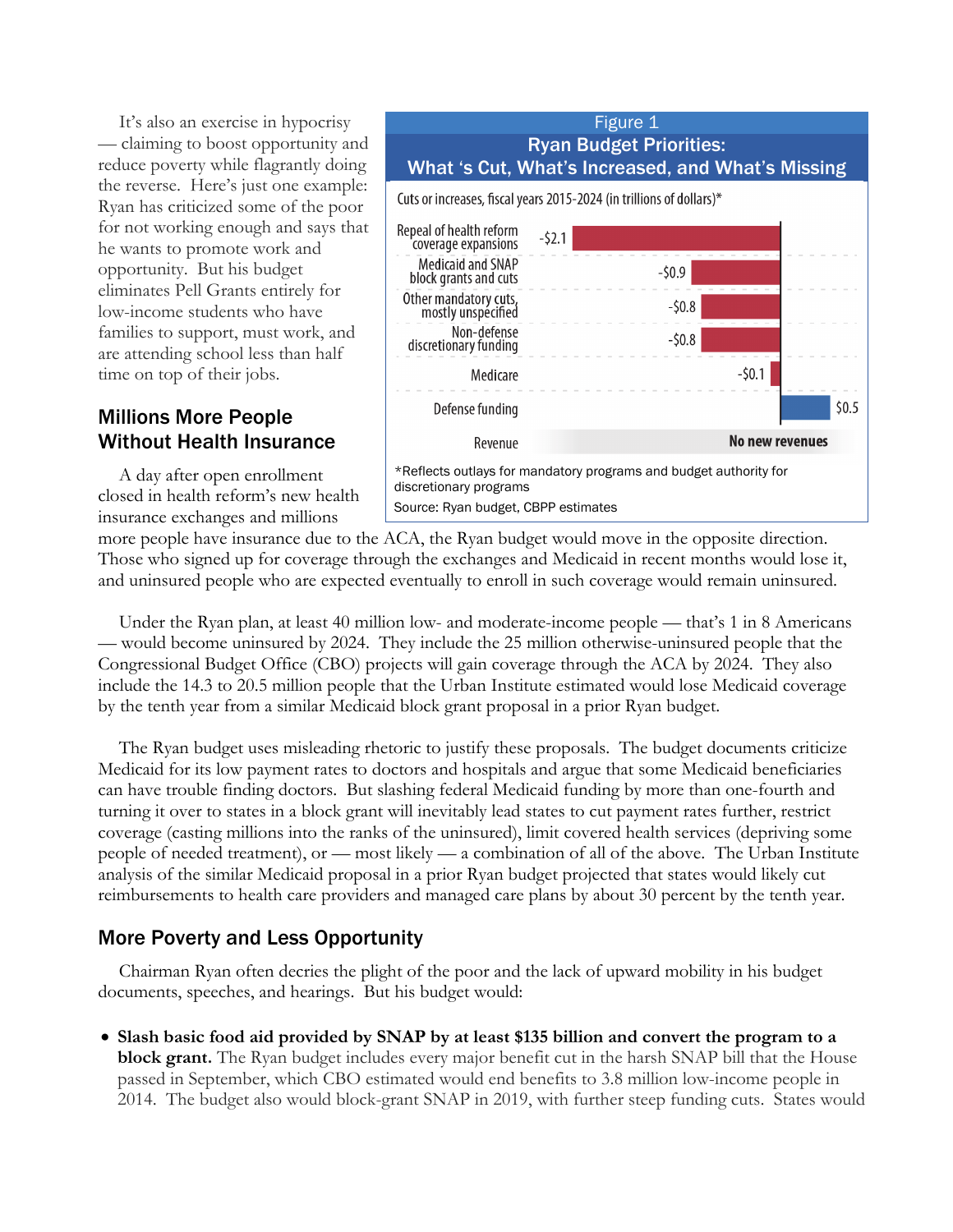It's also an exercise in hypocrisy — claiming to boost opportunity and reduce poverty while flagrantly doing the reverse. Here's just one example: Ryan has criticized some of the poor for not working enough and says that he wants to promote work and opportunity. But his budget eliminates Pell Grants entirely for low-income students who have families to support, must work, and are attending school less than half time on top of their jobs.

Figure 1

**Ryan Budget Priorities: What 's Cut, What's Increased, and What's Missing**

Cuts or increases, fiscal years 2015-2024 (in trillions of dollars)*

Repeal of health reform coverage expansions -$2.1

Medicaid and SNAP block grants and cuts -$0.9

Other mandatory cuts, mostly unspecified -$0.8

Non-defense discretionary funding -$0.8

Medicare -$0.1

Defense funding $0.5

Revenue No new revenues

*Reflects outlays for mandatory programs and budget authority for discretionary programs

Source: Ryan budget, CBPP estimates

## Millions More People Without Health Insurance

A day after open enrollment closed in health reform's new health insurance exchanges and millions more people have insurance due to the ACA, the Ryan budget would move in the opposite direction. Those who signed up for coverage through the exchanges and Medicaid in recent months would lose it, and uninsured people who are expected eventually to enroll in such coverage would remain uninsured.

Under the Ryan plan, at least 40 million low- and moderate-income people — that's 1 in 8 Americans — would become uninsured by 2024. They include the 25 million otherwise-uninsured people that the Congressional Budget Office (CBO) projects will gain coverage through the ACA by 2024. They also include the 14.3 to 20.5 million people that the Urban Institute estimated would lose Medicaid coverage by the tenth year from a similar Medicaid block grant proposal in a prior Ryan budget.

The Ryan budget uses misleading rhetoric to justify these proposals. The budget documents criticize Medicaid for its low payment rates to doctors and hospitals and argue that some Medicaid beneficiaries can have trouble finding doctors. But slashing federal Medicaid funding by more than one-fourth and turning it over to states in a block grant will inevitably lead states to cut payment rates further, restrict coverage (casting millions into the ranks of the uninsured), limit covered health services (depriving some people of needed treatment), or — most likely — a combination of all of the above. The Urban Institute analysis of the similar Medicaid proposal in a prior Ryan budget projected that states would likely cut reimbursements to health care providers and managed care plans by about 30 percent by the tenth year.

## More Poverty and Less Opportunity

Chairman Ryan often decries the plight of the poor and the lack of upward mobility in his budget documents, speeches, and hearings. But his budget would:

- **Slash basic food aid provided by SNAP by at least $135 billion and convert the program to a block grant.** The Ryan budget includes every major benefit cut in the harsh SNAP bill that the House passed in September, which CBO estimated would end benefits to 3.8 million low-income people in 2014. The budget also would block-grant SNAP in 2019, with further steep funding cuts. States would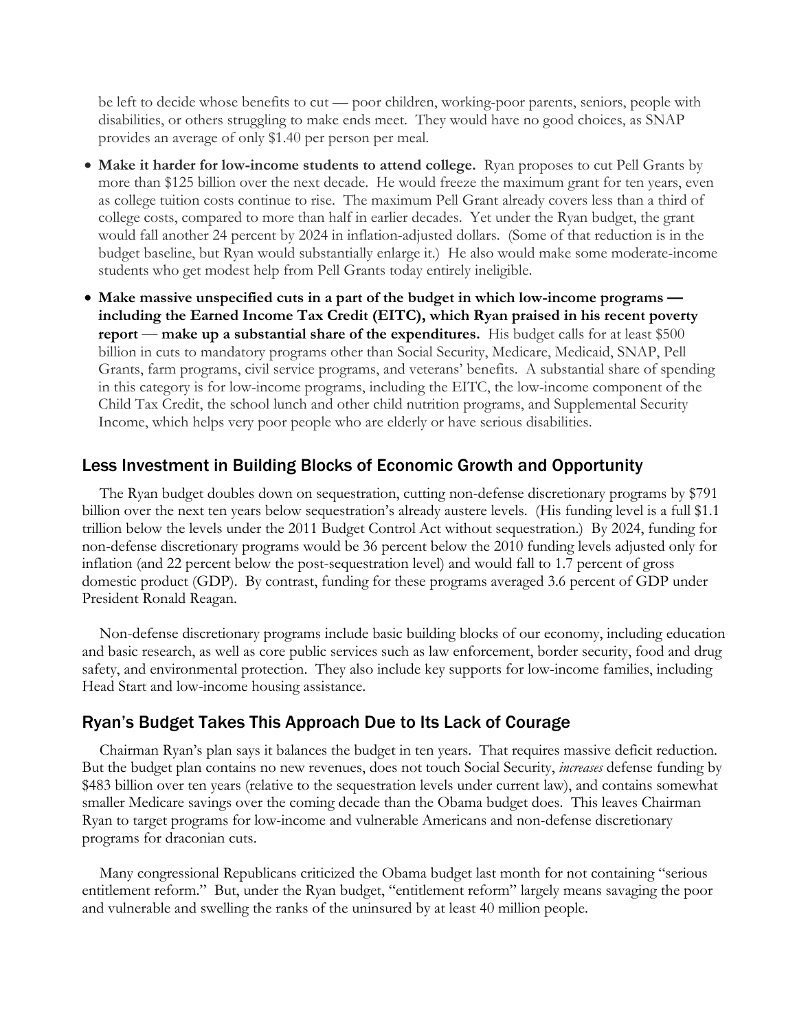be left to decide whose benefits to cut — poor children, working-poor parents, seniors, people with disabilities, or others struggling to make ends meet. They would have no good choices, as SNAP provides an average of only $1.40 per person per meal.

- **Make it harder for low-income students to attend college.** Ryan proposes to cut Pell Grants by more than $125 billion over the next decade. He would freeze the maximum grant for ten years, even as college tuition costs continue to rise. The maximum Pell Grant already covers less than a third of college costs, compared to more than half in earlier decades. Yet under the Ryan budget, the grant would fall another 24 percent by 2024 in inflation-adjusted dollars. (Some of that reduction is in the budget baseline, but Ryan would substantially enlarge it.) He also would make some moderate-income students who get modest help from Pell Grants today entirely ineligible.

- **Make massive unspecified cuts in a part of the budget in which low-income programs — including the Earned Income Tax Credit (EITC), which Ryan praised in his recent poverty report — make up a substantial share of the expenditures.** His budget calls for at least $500 billion in cuts to mandatory programs other than Social Security, Medicare, Medicaid, SNAP, Pell Grants, farm programs, civil service programs, and veterans' benefits. A substantial share of spending in this category is for low-income programs, including the EITC, the low-income component of the Child Tax Credit, the school lunch and other child nutrition programs, and Supplemental Security Income, which helps very poor people who are elderly or have serious disabilities.

## Less Investment in Building Blocks of Economic Growth and Opportunity

The Ryan budget doubles down on sequestration, cutting non-defense discretionary programs by $791 billion over the next ten years below sequestration's already austere levels. (His funding level is a full $1.1 trillion below the levels under the 2011 Budget Control Act without sequestration.) By 2024, funding for non-defense discretionary programs would be 36 percent below the 2010 funding levels adjusted only for inflation (and 22 percent below the post-sequestration level) and would fall to 1.7 percent of gross domestic product (GDP). By contrast, funding for these programs averaged 3.6 percent of GDP under President Ronald Reagan.

Non-defense discretionary programs include basic building blocks of our economy, including education and basic research, as well as core public services such as law enforcement, border security, food and drug safety, and environmental protection. They also include key supports for low-income families, including Head Start and low-income housing assistance.

## Ryan's Budget Takes This Approach Due to Its Lack of Courage

Chairman Ryan's plan says it balances the budget in ten years. That requires massive deficit reduction. But the budget plan contains no new revenues, does not touch Social Security, *increases* defense funding by $483 billion over ten years (relative to the sequestration levels under current law), and contains somewhat smaller Medicare savings over the coming decade than the Obama budget does. This leaves Chairman Ryan to target programs for low-income and vulnerable Americans and non-defense discretionary programs for draconian cuts.

Many congressional Republicans criticized the Obama budget last month for not containing "serious entitlement reform." But, under the Ryan budget, "entitlement reform" largely means savaging the poor and vulnerable and swelling the ranks of the uninsured by at least 40 million people.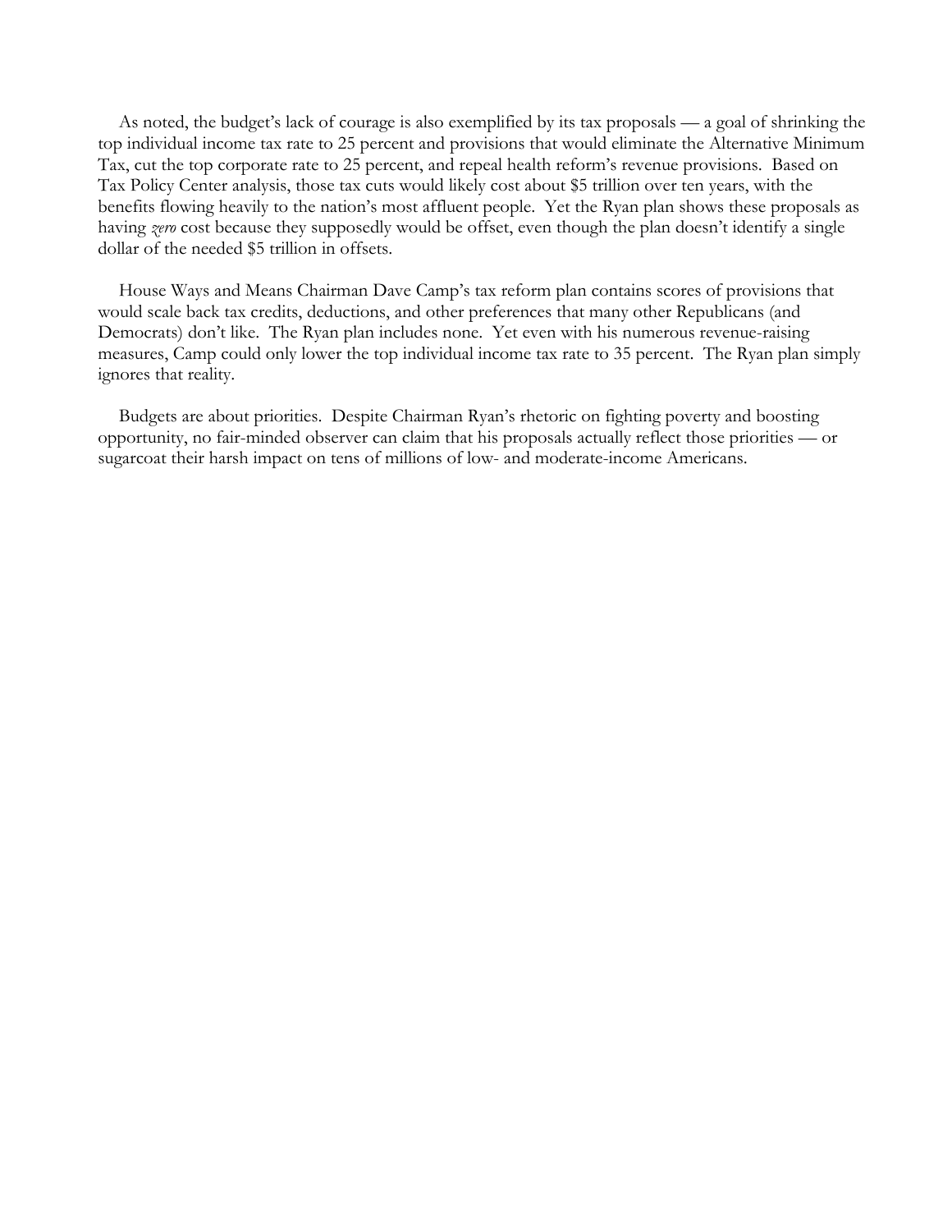As noted, the budget's lack of courage is also exemplified by its tax proposals — a goal of shrinking the top individual income tax rate to 25 percent and provisions that would eliminate the Alternative Minimum Tax, cut the top corporate rate to 25 percent, and repeal health reform's revenue provisions. Based on Tax Policy Center analysis, those tax cuts would likely cost about $5 trillion over ten years, with the benefits flowing heavily to the nation's most affluent people. Yet the Ryan plan shows these proposals as having *zero* cost because they supposedly would be offset, even though the plan doesn't identify a single dollar of the needed $5 trillion in offsets.

House Ways and Means Chairman Dave Camp's tax reform plan contains scores of provisions that would scale back tax credits, deductions, and other preferences that many other Republicans (and Democrats) don't like. The Ryan plan includes none. Yet even with his numerous revenue-raising measures, Camp could only lower the top individual income tax rate to 35 percent. The Ryan plan simply ignores that reality.

Budgets are about priorities. Despite Chairman Ryan's rhetoric on fighting poverty and boosting opportunity, no fair-minded observer can claim that his proposals actually reflect those priorities — or sugarcoat their harsh impact on tens of millions of low- and moderate-income Americans.